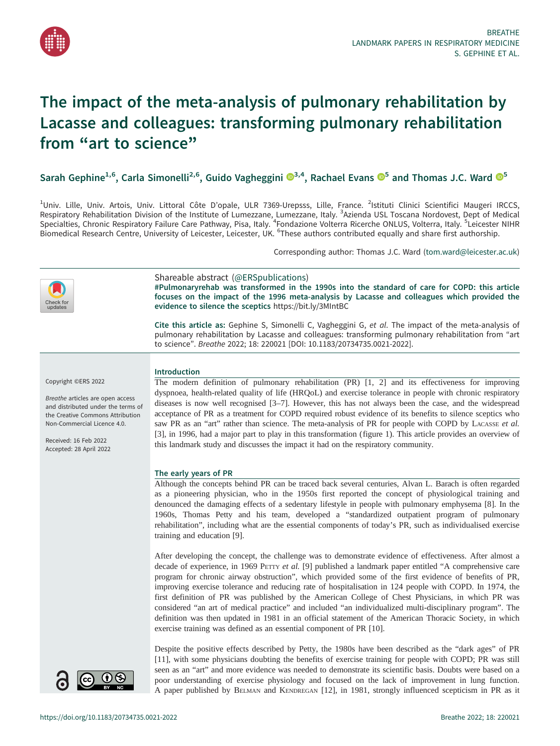# The impact of the meta-analysis of pulmonary rehabilitation by Lacasse and colleagues: transforming pulmonary rehabilitation from "art to science"

Sarah Gephine[1,6], Carla Simonelli[2,6], Guido Vagheggini[3,4], Rachael Evans[5] and Thomas J.C. Ward[5]

[1]Univ. Lille, Univ. Artois, Univ. Littoral Côte D'opale, ULR 7369-Urepsss, Lille, France. [2]Istituti Clinici Scientifici Maugeri IRCCS, Respiratory Rehabilitation Division of the Institute of Lumezzane, Lumezzane, Italy. [3]Azienda USL Toscana Nordovest, Dept of Medical Specialties, Chronic Respiratory Failure Care Pathway, Pisa, Italy. [4]Fondazione Volterra Ricerche ONLUS, Volterra, Italy. [5]Leicester NIHR Biomedical Research Centre, University of Leicester, Leicester, UK. [6]These authors contributed equally and share first authorship.

Corresponding author: Thomas J.C. Ward (tom.ward@leicester.ac.uk)

Shareable abstract (@ERSpublications)
**#Pulmonaryrehab was transformed in the 1990s into the standard of care for COPD: this article focuses on the impact of the 1996 meta-analysis by Lacasse and colleagues which provided the evidence to silence the sceptics** https://bit.ly/3MIntBC

**Cite this article as:** Gephine S, Simonelli C, Vagheggini G, *et al.* The impact of the meta-analysis of pulmonary rehabilitation by Lacasse and colleagues: transforming pulmonary rehabilitation from "art to science". *Breathe* 2022; 18: 220021 [DOI: 10.1183/20734735.0021-2022].

Copyright ©ERS 2022

*Breathe* articles are open access and distributed under the terms of the Creative Commons Attribution Non-Commercial Licence 4.0.

Received: 16 Feb 2022
Accepted: 28 April 2022

## Introduction

The modern definition of pulmonary rehabilitation (PR) [1, 2] and its effectiveness for improving dyspnoea, health-related quality of life (HRQoL) and exercise tolerance in people with chronic respiratory diseases is now well recognised [3–7]. However, this has not always been the case, and the widespread acceptance of PR as a treatment for COPD required robust evidence of its benefits to silence sceptics who saw PR as an "art" rather than science. The meta-analysis of PR for people with COPD by Lacasse *et al.* [3], in 1996, had a major part to play in this transformation (figure 1). This article provides an overview of this landmark study and discusses the impact it had on the respiratory community.

## The early years of PR

Although the concepts behind PR can be traced back several centuries, Alvan L. Barach is often regarded as a pioneering physician, who in the 1950s first reported the concept of physiological training and denounced the damaging effects of a sedentary lifestyle in people with pulmonary emphysema [8]. In the 1960s, Thomas Petty and his team, developed a "standardized outpatient program of pulmonary rehabilitation", including what are the essential components of today's PR, such as individualised exercise training and education [9].

After developing the concept, the challenge was to demonstrate evidence of effectiveness. After almost a decade of experience, in 1969 Petty *et al.* [9] published a landmark paper entitled "A comprehensive care program for chronic airway obstruction", which provided some of the first evidence of benefits of PR, improving exercise tolerance and reducing rate of hospitalisation in 124 people with COPD. In 1974, the first definition of PR was published by the American College of Chest Physicians, in which PR was considered "an art of medical practice" and included "an individualized multi-disciplinary program". The definition was then updated in 1981 in an official statement of the American Thoracic Society, in which exercise training was defined as an essential component of PR [10].

Despite the positive effects described by Petty, the 1980s have been described as the "dark ages" of PR [11], with some physicians doubting the benefits of exercise training for people with COPD; PR was still seen as an "art" and more evidence was needed to demonstrate its scientific basis. Doubts were based on a poor understanding of exercise physiology and focused on the lack of improvement in lung function. A paper published by Belman and Kendregan [12], in 1981, strongly influenced scepticism in PR as it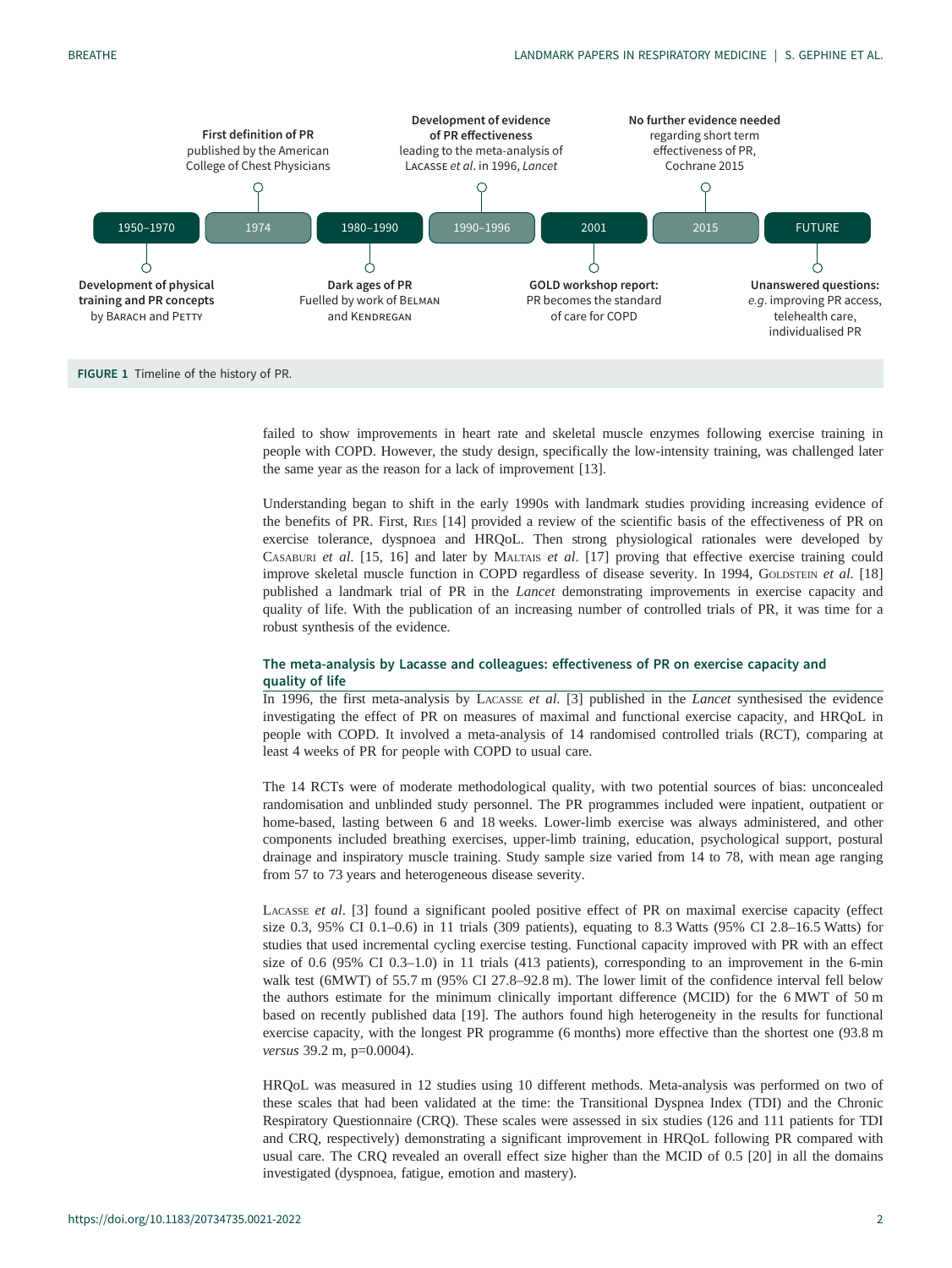| 1950–1970 | 1974 | 1980–1990 | 1990–1996 | 2001 | 2015 | FUTURE |
| --- | --- | --- | --- | --- | --- | --- |
| **Development of physical training and PR concepts** by Barach and Petty | **First definition of PR** published by the American College of Chest Physicians | **Dark ages of PR** Fuelled by work of Belman and Kendregan | **Development of evidence of PR effectiveness** leading to the meta-analysis of Lacasse *et al.* in 1996, *Lancet* | **GOLD workshop report:** PR becomes the standard of care for COPD | **No further evidence needed** regarding short term effectiveness of PR, Cochrane 2015 | **Unanswered questions:** *e.g.* improving PR access, telehealth care, individualised PR |

**FIGURE 1** Timeline of the history of PR.

failed to show improvements in heart rate and skeletal muscle enzymes following exercise training in people with COPD. However, the study design, specifically the low-intensity training, was challenged later the same year as the reason for a lack of improvement [13].

Understanding began to shift in the early 1990s with landmark studies providing increasing evidence of the benefits of PR. First, Ries [14] provided a review of the scientific basis of the effectiveness of PR on exercise tolerance, dyspnoea and HRQoL. Then strong physiological rationales were developed by Casaburi *et al*. [15, 16] and later by Maltais *et al*. [17] proving that effective exercise training could improve skeletal muscle function in COPD regardless of disease severity. In 1994, Goldstein *et al*. [18] published a landmark trial of PR in the *Lancet* demonstrating improvements in exercise capacity and quality of life. With the publication of an increasing number of controlled trials of PR, it was time for a robust synthesis of the evidence.

### The meta-analysis by Lacasse and colleagues: effectiveness of PR on exercise capacity and quality of life

In 1996, the first meta-analysis by Lacasse *et al*. [3] published in the *Lancet* synthesised the evidence investigating the effect of PR on measures of maximal and functional exercise capacity, and HRQoL in people with COPD. It involved a meta-analysis of 14 randomised controlled trials (RCT), comparing at least 4 weeks of PR for people with COPD to usual care.

The 14 RCTs were of moderate methodological quality, with two potential sources of bias: unconcealed randomisation and unblinded study personnel. The PR programmes included were inpatient, outpatient or home-based, lasting between 6 and 18 weeks. Lower-limb exercise was always administered, and other components included breathing exercises, upper-limb training, education, psychological support, postural drainage and inspiratory muscle training. Study sample size varied from 14 to 78, with mean age ranging from 57 to 73 years and heterogeneous disease severity.

Lacasse *et al*. [3] found a significant pooled positive effect of PR on maximal exercise capacity (effect size 0.3, 95% CI 0.1–0.6) in 11 trials (309 patients), equating to 8.3 Watts (95% CI 2.8–16.5 Watts) for studies that used incremental cycling exercise testing. Functional capacity improved with PR with an effect size of 0.6 (95% CI 0.3–1.0) in 11 trials (413 patients), corresponding to an improvement in the 6-min walk test (6MWT) of 55.7 m (95% CI 27.8–92.8 m). The lower limit of the confidence interval fell below the authors estimate for the minimum clinically important difference (MCID) for the 6 MWT of 50 m based on recently published data [19]. The authors found high heterogeneity in the results for functional exercise capacity, with the longest PR programme (6 months) more effective than the shortest one (93.8 m *versus* 39.2 m, p=0.0004).

HRQoL was measured in 12 studies using 10 different methods. Meta-analysis was performed on two of these scales that had been validated at the time: the Transitional Dyspnea Index (TDI) and the Chronic Respiratory Questionnaire (CRQ). These scales were assessed in six studies (126 and 111 patients for TDI and CRQ, respectively) demonstrating a significant improvement in HRQoL following PR compared with usual care. The CRQ revealed an overall effect size higher than the MCID of 0.5 [20] in all the domains investigated (dyspnoea, fatigue, emotion and mastery).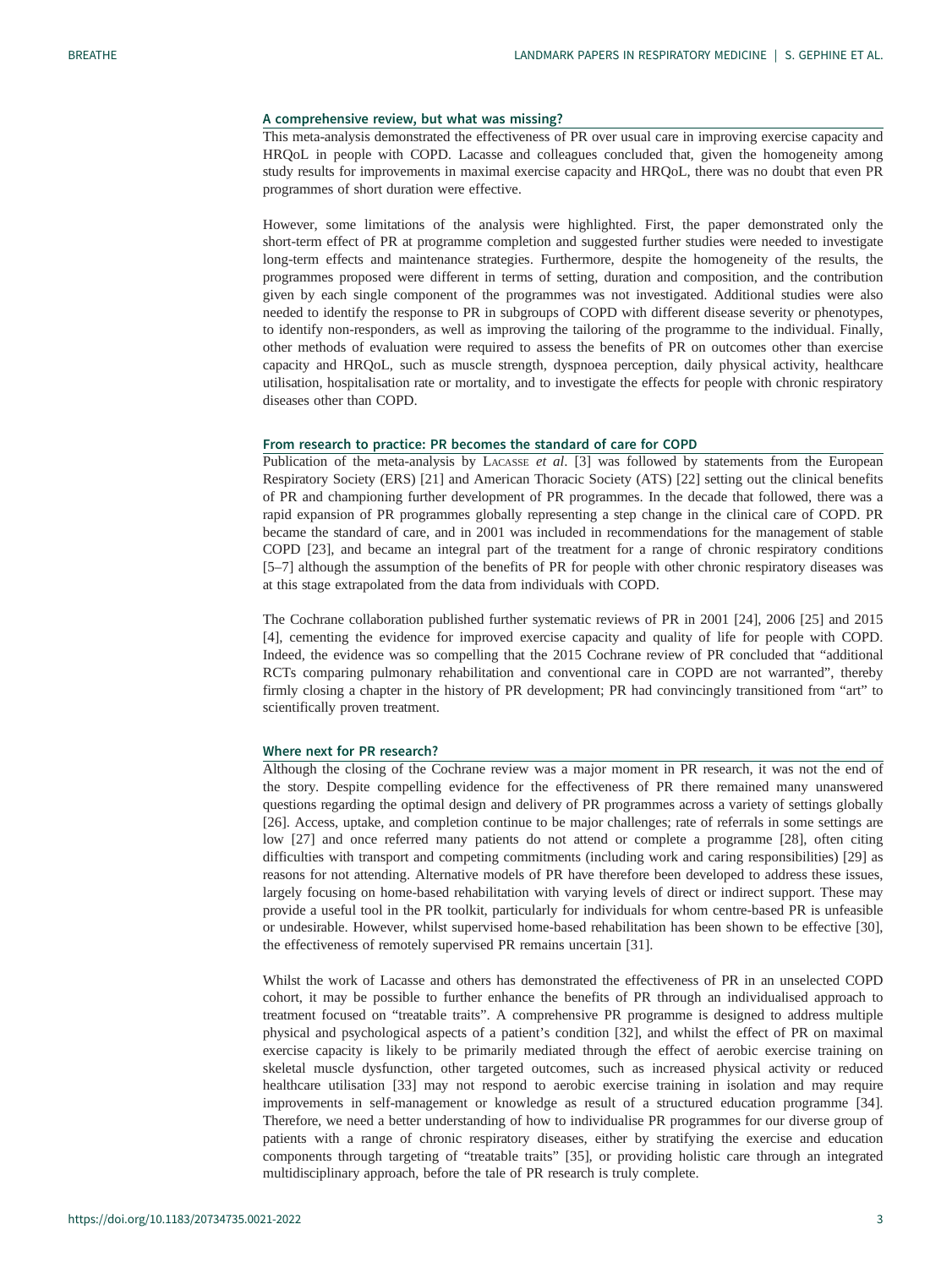## A comprehensive review, but what was missing?

This meta-analysis demonstrated the effectiveness of PR over usual care in improving exercise capacity and HRQoL in people with COPD. Lacasse and colleagues concluded that, given the homogeneity among study results for improvements in maximal exercise capacity and HRQoL, there was no doubt that even PR programmes of short duration were effective.

However, some limitations of the analysis were highlighted. First, the paper demonstrated only the short-term effect of PR at programme completion and suggested further studies were needed to investigate long-term effects and maintenance strategies. Furthermore, despite the homogeneity of the results, the programmes proposed were different in terms of setting, duration and composition, and the contribution given by each single component of the programmes was not investigated. Additional studies were also needed to identify the response to PR in subgroups of COPD with different disease severity or phenotypes, to identify non-responders, as well as improving the tailoring of the programme to the individual. Finally, other methods of evaluation were required to assess the benefits of PR on outcomes other than exercise capacity and HRQoL, such as muscle strength, dyspnoea perception, daily physical activity, healthcare utilisation, hospitalisation rate or mortality, and to investigate the effects for people with chronic respiratory diseases other than COPD.

## From research to practice: PR becomes the standard of care for COPD

Publication of the meta-analysis by Lacasse *et al*. [3] was followed by statements from the European Respiratory Society (ERS) [21] and American Thoracic Society (ATS) [22] setting out the clinical benefits of PR and championing further development of PR programmes. In the decade that followed, there was a rapid expansion of PR programmes globally representing a step change in the clinical care of COPD. PR became the standard of care, and in 2001 was included in recommendations for the management of stable COPD [23], and became an integral part of the treatment for a range of chronic respiratory conditions [5–7] although the assumption of the benefits of PR for people with other chronic respiratory diseases was at this stage extrapolated from the data from individuals with COPD.

The Cochrane collaboration published further systematic reviews of PR in 2001 [24], 2006 [25] and 2015 [4], cementing the evidence for improved exercise capacity and quality of life for people with COPD. Indeed, the evidence was so compelling that the 2015 Cochrane review of PR concluded that "additional RCTs comparing pulmonary rehabilitation and conventional care in COPD are not warranted", thereby firmly closing a chapter in the history of PR development; PR had convincingly transitioned from "art" to scientifically proven treatment.

## Where next for PR research?

Although the closing of the Cochrane review was a major moment in PR research, it was not the end of the story. Despite compelling evidence for the effectiveness of PR there remained many unanswered questions regarding the optimal design and delivery of PR programmes across a variety of settings globally [26]. Access, uptake, and completion continue to be major challenges; rate of referrals in some settings are low [27] and once referred many patients do not attend or complete a programme [28], often citing difficulties with transport and competing commitments (including work and caring responsibilities) [29] as reasons for not attending. Alternative models of PR have therefore been developed to address these issues, largely focusing on home-based rehabilitation with varying levels of direct or indirect support. These may provide a useful tool in the PR toolkit, particularly for individuals for whom centre-based PR is unfeasible or undesirable. However, whilst supervised home-based rehabilitation has been shown to be effective [30], the effectiveness of remotely supervised PR remains uncertain [31].

Whilst the work of Lacasse and others has demonstrated the effectiveness of PR in an unselected COPD cohort, it may be possible to further enhance the benefits of PR through an individualised approach to treatment focused on "treatable traits". A comprehensive PR programme is designed to address multiple physical and psychological aspects of a patient's condition [32], and whilst the effect of PR on maximal exercise capacity is likely to be primarily mediated through the effect of aerobic exercise training on skeletal muscle dysfunction, other targeted outcomes, such as increased physical activity or reduced healthcare utilisation [33] may not respond to aerobic exercise training in isolation and may require improvements in self-management or knowledge as result of a structured education programme [34]. Therefore, we need a better understanding of how to individualise PR programmes for our diverse group of patients with a range of chronic respiratory diseases, either by stratifying the exercise and education components through targeting of "treatable traits" [35], or providing holistic care through an integrated multidisciplinary approach, before the tale of PR research is truly complete.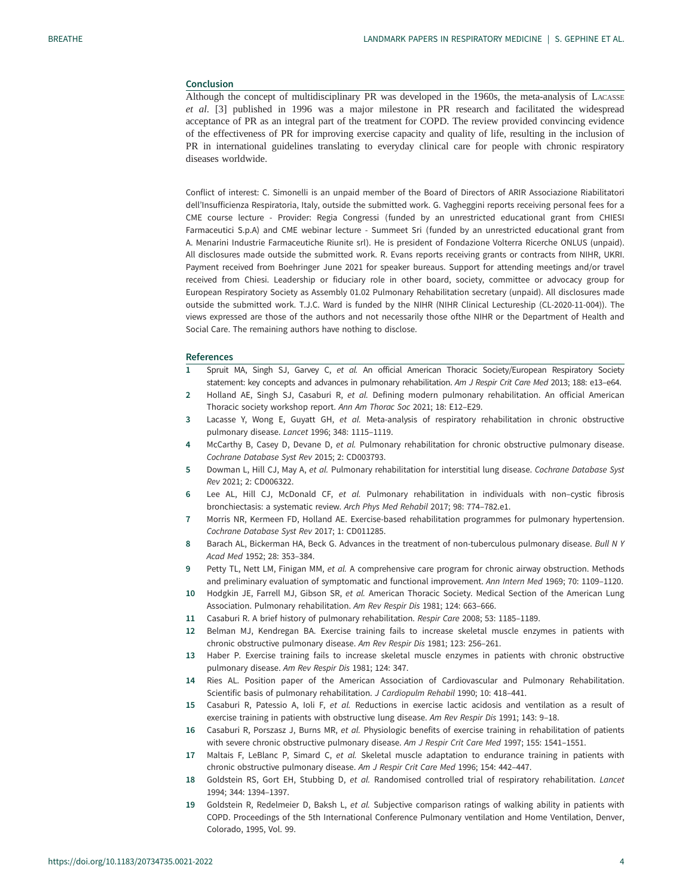## Conclusion

Although the concept of multidisciplinary PR was developed in the 1960s, the meta-analysis of Lacasse *et al*. [3] published in 1996 was a major milestone in PR research and facilitated the widespread acceptance of PR as an integral part of the treatment for COPD. The review provided convincing evidence of the effectiveness of PR for improving exercise capacity and quality of life, resulting in the inclusion of PR in international guidelines translating to everyday clinical care for people with chronic respiratory diseases worldwide.

Conflict of interest: C. Simonelli is an unpaid member of the Board of Directors of ARIR Associazione Riabilitatori dell'Insufficienza Respiratoria, Italy, outside the submitted work. G. Vagheggini reports receiving personal fees for a CME course lecture - Provider: Regia Congressi (funded by an unrestricted educational grant from CHIESI Farmaceutici S.p.A) and CME webinar lecture - Summeet Srl (funded by an unrestricted educational grant from A. Menarini Industrie Farmaceutiche Riunite srl). He is president of Fondazione Volterra Ricerche ONLUS (unpaid). All disclosures made outside the submitted work. R. Evans reports receiving grants or contracts from NIHR, UKRI. Payment received from Boehringer June 2021 for speaker bureaus. Support for attending meetings and/or travel received from Chiesi. Leadership or fiduciary role in other board, society, committee or advocacy group for European Respiratory Society as Assembly 01.02 Pulmonary Rehabilitation secretary (unpaid). All disclosures made outside the submitted work. T.J.C. Ward is funded by the NIHR (NIHR Clinical Lectureship (CL-2020-11-004)). The views expressed are those of the authors and not necessarily those ofthe NIHR or the Department of Health and Social Care. The remaining authors have nothing to disclose.

## References

1. Spruit MA, Singh SJ, Garvey C, *et al.* An official American Thoracic Society/European Respiratory Society statement: key concepts and advances in pulmonary rehabilitation. *Am J Respir Crit Care Med* 2013; 188: e13–e64.
2. Holland AE, Singh SJ, Casaburi R, *et al.* Defining modern pulmonary rehabilitation. An official American Thoracic society workshop report. *Ann Am Thorac Soc* 2021; 18: E12–E29.
3. Lacasse Y, Wong E, Guyatt GH, *et al.* Meta-analysis of respiratory rehabilitation in chronic obstructive pulmonary disease. *Lancet* 1996; 348: 1115–1119.
4. McCarthy B, Casey D, Devane D, *et al.* Pulmonary rehabilitation for chronic obstructive pulmonary disease. *Cochrane Database Syst Rev* 2015; 2: CD003793.
5. Dowman L, Hill CJ, May A, *et al.* Pulmonary rehabilitation for interstitial lung disease. *Cochrane Database Syst Rev* 2021; 2: CD006322.
6. Lee AL, Hill CJ, McDonald CF, *et al.* Pulmonary rehabilitation in individuals with non–cystic fibrosis bronchiectasis: a systematic review. *Arch Phys Med Rehabil* 2017; 98: 774–782.e1.
7. Morris NR, Kermeen FD, Holland AE. Exercise-based rehabilitation programmes for pulmonary hypertension. *Cochrane Database Syst Rev* 2017; 1: CD011285.
8. Barach AL, Bickerman HA, Beck G. Advances in the treatment of non-tuberculous pulmonary disease. *Bull N Y Acad Med* 1952; 28: 353–384.
9. Petty TL, Nett LM, Finigan MM, *et al.* A comprehensive care program for chronic airway obstruction. Methods and preliminary evaluation of symptomatic and functional improvement. *Ann Intern Med* 1969; 70: 1109–1120.
10. Hodgkin JE, Farrell MJ, Gibson SR, *et al.* American Thoracic Society. Medical Section of the American Lung Association. Pulmonary rehabilitation. *Am Rev Respir Dis* 1981; 124: 663–666.
11. Casaburi R. A brief history of pulmonary rehabilitation. *Respir Care* 2008; 53: 1185–1189.
12. Belman MJ, Kendregan BA. Exercise training fails to increase skeletal muscle enzymes in patients with chronic obstructive pulmonary disease. *Am Rev Respir Dis* 1981; 123: 256–261.
13. Haber P. Exercise training fails to increase skeletal muscle enzymes in patients with chronic obstructive pulmonary disease. *Am Rev Respir Dis* 1981; 124: 347.
14. Ries AL. Position paper of the American Association of Cardiovascular and Pulmonary Rehabilitation. Scientific basis of pulmonary rehabilitation. *J Cardiopulm Rehabil* 1990; 10: 418–441.
15. Casaburi R, Patessio A, Ioli F, *et al.* Reductions in exercise lactic acidosis and ventilation as a result of exercise training in patients with obstructive lung disease. *Am Rev Respir Dis* 1991; 143: 9–18.
16. Casaburi R, Porszasz J, Burns MR, *et al.* Physiologic benefits of exercise training in rehabilitation of patients with severe chronic obstructive pulmonary disease. *Am J Respir Crit Care Med* 1997; 155: 1541–1551.
17. Maltais F, LeBlanc P, Simard C, *et al.* Skeletal muscle adaptation to endurance training in patients with chronic obstructive pulmonary disease. *Am J Respir Crit Care Med* 1996; 154: 442–447.
18. Goldstein RS, Gort EH, Stubbing D, *et al.* Randomised controlled trial of respiratory rehabilitation. *Lancet* 1994; 344: 1394–1397.
19. Goldstein R, Redelmeier D, Baksh L, *et al.* Subjective comparison ratings of walking ability in patients with COPD. Proceedings of the 5th International Conference Pulmonary ventilation and Home Ventilation, Denver, Colorado, 1995, Vol. 99.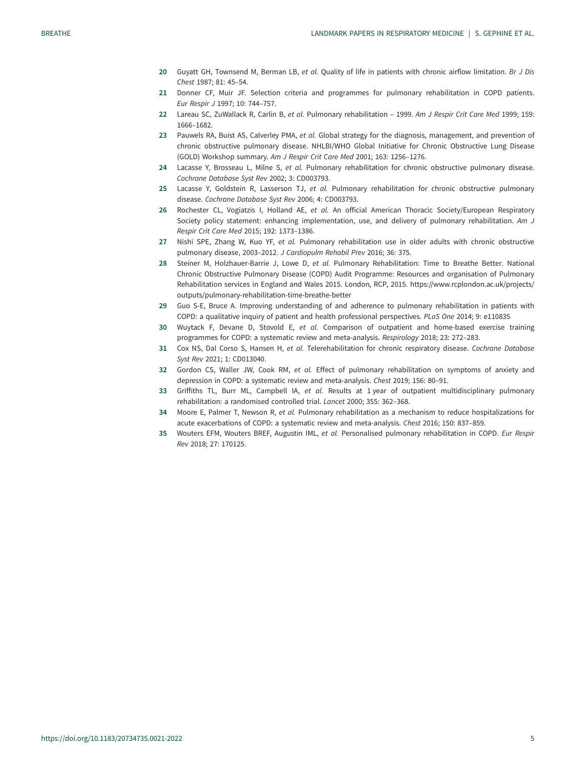20 Guyatt GH, Townsend M, Berman LB, *et al.* Quality of life in patients with chronic airflow limitation. *Br J Dis Chest* 1987; 81: 45–54.

21 Donner CF, Muir JF. Selection criteria and programmes for pulmonary rehabilitation in COPD patients. *Eur Respir J* 1997; 10: 744–757.

22 Lareau SC, ZuWallack R, Carlin B, *et al.* Pulmonary rehabilitation – 1999. *Am J Respir Crit Care Med* 1999; 159: 1666–1682.

23 Pauwels RA, Buist AS, Calverley PMA, *et al.* Global strategy for the diagnosis, management, and prevention of chronic obstructive pulmonary disease. NHLBI/WHO Global Initiative for Chronic Obstructive Lung Disease (GOLD) Workshop summary. *Am J Respir Crit Care Med* 2001; 163: 1256–1276.

24 Lacasse Y, Brosseau L, Milne S, *et al.* Pulmonary rehabilitation for chronic obstructive pulmonary disease. *Cochrane Database Syst Rev* 2002; 3: CD003793.

25 Lacasse Y, Goldstein R, Lasserson TJ, *et al.* Pulmonary rehabilitation for chronic obstructive pulmonary disease. *Cochrane Database Syst Rev* 2006; 4: CD003793.

26 Rochester CL, Vogiatzis I, Holland AE, *et al.* An official American Thoracic Society/European Respiratory Society policy statement: enhancing implementation, use, and delivery of pulmonary rehabilitation. *Am J Respir Crit Care Med* 2015; 192: 1373–1386.

27 Nishi SPE, Zhang W, Kuo YF, *et al.* Pulmonary rehabilitation use in older adults with chronic obstructive pulmonary disease, 2003–2012. *J Cardiopulm Rehabil Prev* 2016; 36: 375.

28 Steiner M, Holzhauer-Barrie J, Lowe D, *et al.* Pulmonary Rehabilitation: Time to Breathe Better. National Chronic Obstructive Pulmonary Disease (COPD) Audit Programme: Resources and organisation of Pulmonary Rehabilitation services in England and Wales 2015. London, RCP, 2015. https://www.rcplondon.ac.uk/projects/outputs/pulmonary-rehabilitation-time-breathe-better

29 Guo S-E, Bruce A. Improving understanding of and adherence to pulmonary rehabilitation in patients with COPD: a qualitative inquiry of patient and health professional perspectives. *PLoS One* 2014; 9: e110835

30 Wuytack F, Devane D, Stovold E, *et al.* Comparison of outpatient and home-based exercise training programmes for COPD: a systematic review and meta-analysis. *Respirology* 2018; 23: 272–283.

31 Cox NS, Dal Corso S, Hansen H, *et al.* Telerehabilitation for chronic respiratory disease. *Cochrane Database Syst Rev* 2021; 1: CD013040.

32 Gordon CS, Waller JW, Cook RM, *et al.* Effect of pulmonary rehabilitation on symptoms of anxiety and depression in COPD: a systematic review and meta-analysis. *Chest* 2019; 156: 80–91.

33 Griffiths TL, Burr ML, Campbell IA, *et al.* Results at 1 year of outpatient multidisciplinary pulmonary rehabilitation: a randomised controlled trial. *Lancet* 2000; 355: 362–368.

34 Moore E, Palmer T, Newson R, *et al.* Pulmonary rehabilitation as a mechanism to reduce hospitalizations for acute exacerbations of COPD: a systematic review and meta-analysis. *Chest* 2016; 150: 837–859.

35 Wouters EFM, Wouters BREF, Augustin IML, *et al.* Personalised pulmonary rehabilitation in COPD. *Eur Respir Rev* 2018; 27: 170125.